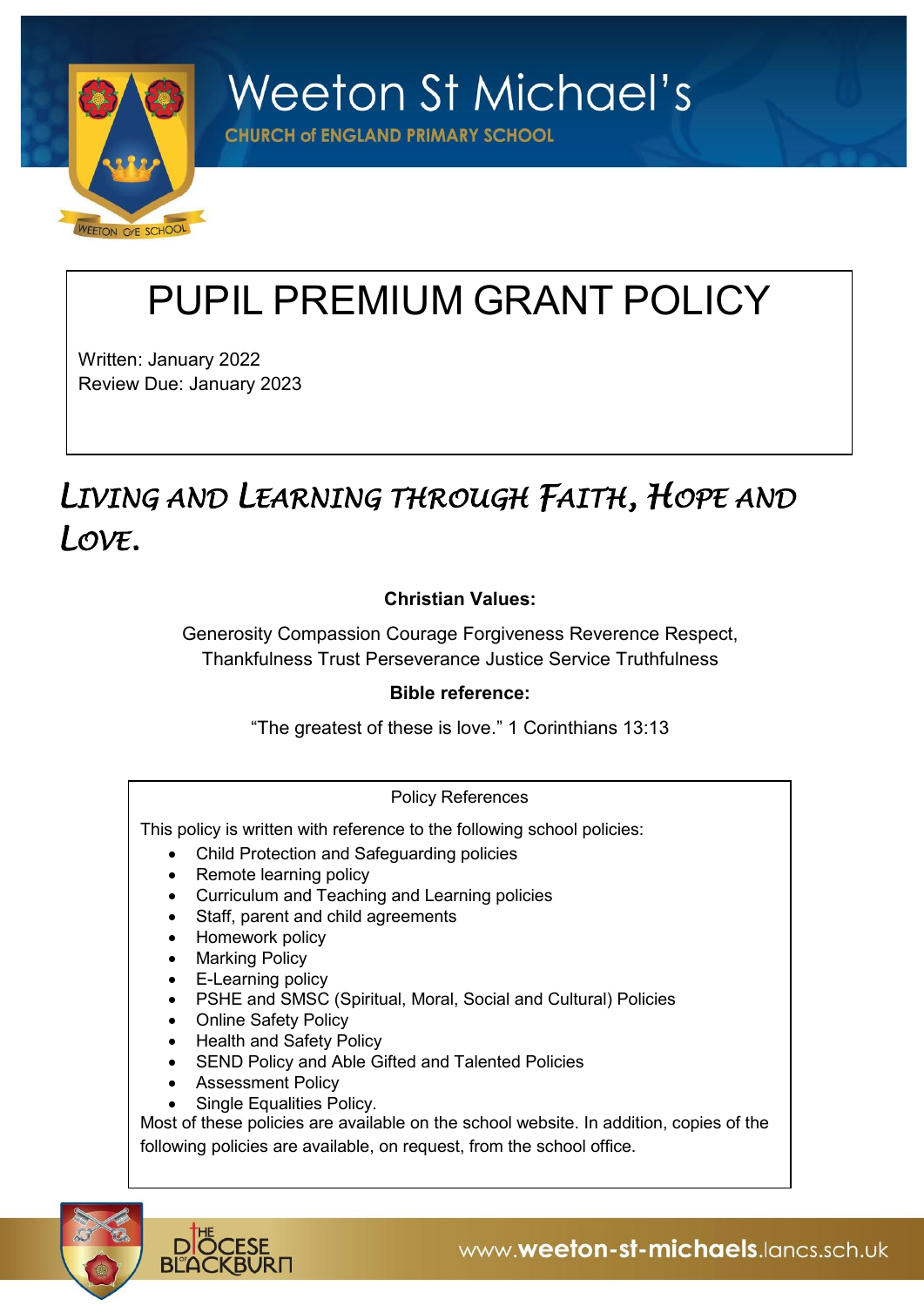Weeton St Michael's

CHURCH of ENGLAND PRIMARY SCHOOL

# PUPIL PREMIUM GRANT POLICY

Written: January 2022
Review Due: January 2023

## *LIVING AND LEARNING THROUGH FAITH, HOPE AND LOVE.*

**Christian Values:**

Generosity Compassion Courage Forgiveness Reverence Respect, Thankfulness Trust Perseverance Justice Service Truthfulness

**Bible reference:**

"The greatest of these is love." 1 Corinthians 13:13

Policy References

This policy is written with reference to the following school policies:

- Child Protection and Safeguarding policies
- Remote learning policy
- Curriculum and Teaching and Learning policies
- Staff, parent and child agreements
- Homework policy
- Marking Policy
- E-Learning policy
- PSHE and SMSC (Spiritual, Moral, Social and Cultural) Policies
- Online Safety Policy
- Health and Safety Policy
- SEND Policy and Able Gifted and Talented Policies
- Assessment Policy
- Single Equalities Policy.

Most of these policies are available on the school website. In addition, copies of the following policies are available, on request, from the school office.

www.weeton-st-michaels.lancs.sch.uk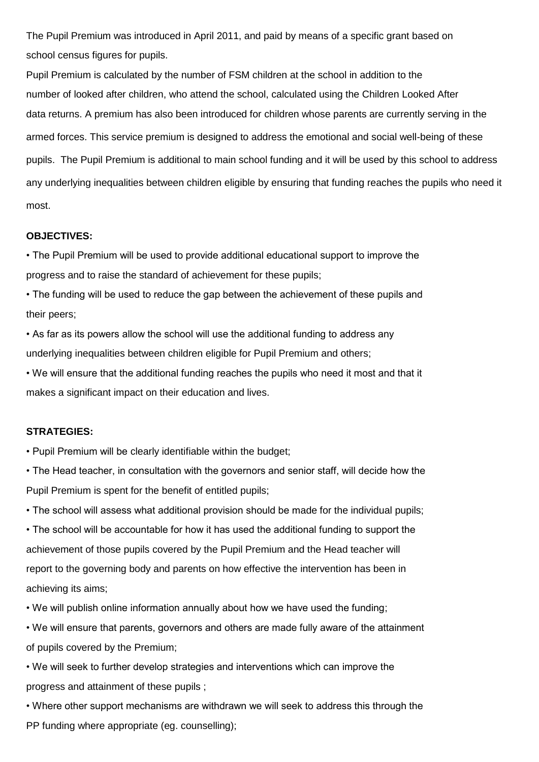The Pupil Premium was introduced in April 2011, and paid by means of a specific grant based on school census figures for pupils.

Pupil Premium is calculated by the number of FSM children at the school in addition to the number of looked after children, who attend the school, calculated using the Children Looked After data returns. A premium has also been introduced for children whose parents are currently serving in the armed forces. This service premium is designed to address the emotional and social well-being of these pupils. The Pupil Premium is additional to main school funding and it will be used by this school to address any underlying inequalities between children eligible by ensuring that funding reaches the pupils who need it most.

**OBJECTIVES:**

- The Pupil Premium will be used to provide additional educational support to improve the progress and to raise the standard of achievement for these pupils;
- The funding will be used to reduce the gap between the achievement of these pupils and their peers;
- As far as its powers allow the school will use the additional funding to address any underlying inequalities between children eligible for Pupil Premium and others;
- We will ensure that the additional funding reaches the pupils who need it most and that it makes a significant impact on their education and lives.

**STRATEGIES:**

- Pupil Premium will be clearly identifiable within the budget;
- The Head teacher, in consultation with the governors and senior staff, will decide how the Pupil Premium is spent for the benefit of entitled pupils;
- The school will assess what additional provision should be made for the individual pupils;
- The school will be accountable for how it has used the additional funding to support the achievement of those pupils covered by the Pupil Premium and the Head teacher will report to the governing body and parents on how effective the intervention has been in achieving its aims;
- We will publish online information annually about how we have used the funding;
- We will ensure that parents, governors and others are made fully aware of the attainment of pupils covered by the Premium;
- We will seek to further develop strategies and interventions which can improve the progress and attainment of these pupils ;
- Where other support mechanisms are withdrawn we will seek to address this through the PP funding where appropriate (eg. counselling);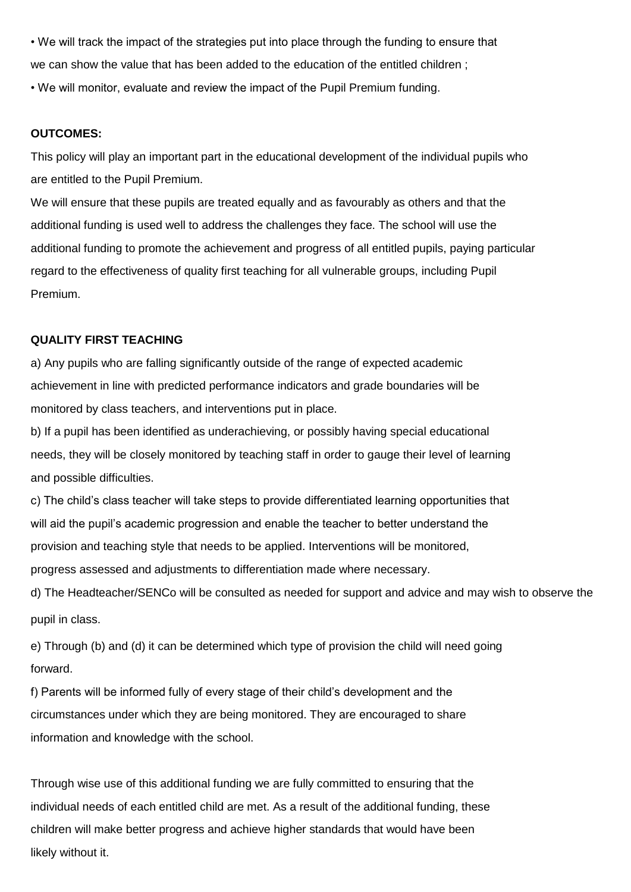• We will track the impact of the strategies put into place through the funding to ensure that we can show the value that has been added to the education of the entitled children ;

• We will monitor, evaluate and review the impact of the Pupil Premium funding.

**OUTCOMES:**

This policy will play an important part in the educational development of the individual pupils who are entitled to the Pupil Premium.

We will ensure that these pupils are treated equally and as favourably as others and that the additional funding is used well to address the challenges they face. The school will use the additional funding to promote the achievement and progress of all entitled pupils, paying particular regard to the effectiveness of quality first teaching for all vulnerable groups, including Pupil Premium.

**QUALITY FIRST TEACHING**

a) Any pupils who are falling significantly outside of the range of expected academic achievement in line with predicted performance indicators and grade boundaries will be monitored by class teachers, and interventions put in place.

b) If a pupil has been identified as underachieving, or possibly having special educational needs, they will be closely monitored by teaching staff in order to gauge their level of learning and possible difficulties.

c) The child's class teacher will take steps to provide differentiated learning opportunities that will aid the pupil's academic progression and enable the teacher to better understand the provision and teaching style that needs to be applied. Interventions will be monitored, progress assessed and adjustments to differentiation made where necessary.

d) The Headteacher/SENCo will be consulted as needed for support and advice and may wish to observe the pupil in class.

e) Through (b) and (d) it can be determined which type of provision the child will need going forward.

f) Parents will be informed fully of every stage of their child's development and the circumstances under which they are being monitored. They are encouraged to share information and knowledge with the school.

Through wise use of this additional funding we are fully committed to ensuring that the individual needs of each entitled child are met. As a result of the additional funding, these children will make better progress and achieve higher standards that would have been likely without it.